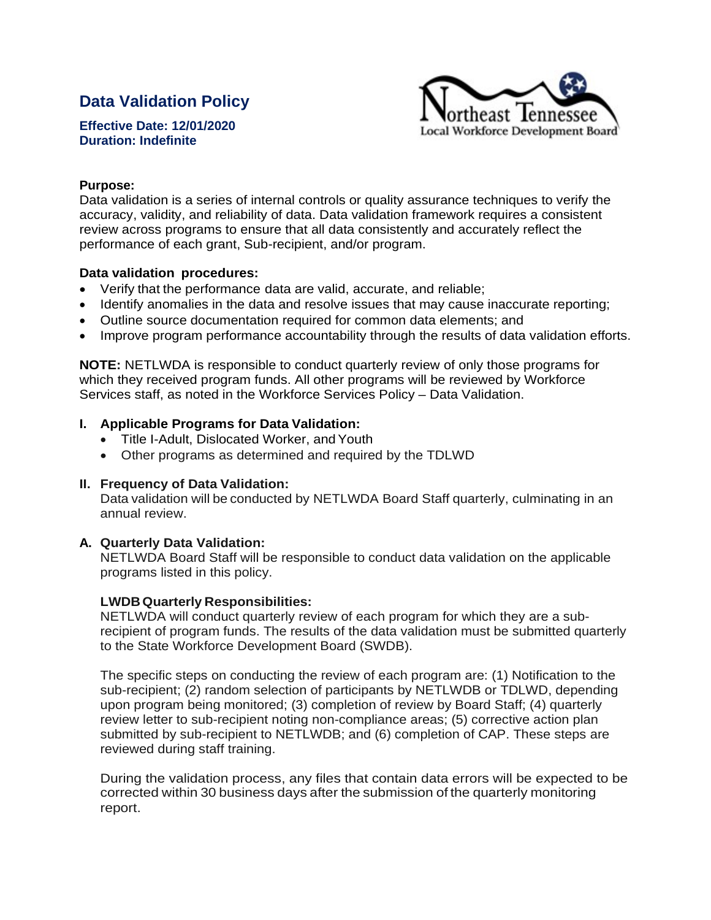# Data Validation Policy

**Effective Date: 12/01/2020**
**Duration: Indefinite**

Northeast Tennessee Local Workforce Development Board

**Purpose:**
Data validation is a series of internal controls or quality assurance techniques to verify the accuracy, validity, and reliability of data. Data validation framework requires a consistent review across programs to ensure that all data consistently and accurately reflect the performance of each grant, Sub-recipient, and/or program.

**Data validation procedures:**

- Verify that the performance data are valid, accurate, and reliable;
- Identify anomalies in the data and resolve issues that may cause inaccurate reporting;
- Outline source documentation required for common data elements; and
- Improve program performance accountability through the results of data validation efforts.

**NOTE:** NETLWDA is responsible to conduct quarterly review of only those programs for which they received program funds. All other programs will be reviewed by Workforce Services staff, as noted in the Workforce Services Policy – Data Validation.

## I. Applicable Programs for Data Validation:

- Title I-Adult, Dislocated Worker, and Youth
- Other programs as determined and required by the TDLWD

## II. Frequency of Data Validation:

Data validation will be conducted by NETLWDA Board Staff quarterly, culminating in an annual review.

### A. Quarterly Data Validation:

NETLWDA Board Staff will be responsible to conduct data validation on the applicable programs listed in this policy.

**LWDB Quarterly Responsibilities:**

NETLWDA will conduct quarterly review of each program for which they are a sub-recipient of program funds. The results of the data validation must be submitted quarterly to the State Workforce Development Board (SWDB).

The specific steps on conducting the review of each program are: (1) Notification to the sub-recipient; (2) random selection of participants by NETLWDB or TDLWD, depending upon program being monitored; (3) completion of review by Board Staff; (4) quarterly review letter to sub-recipient noting non-compliance areas; (5) corrective action plan submitted by sub-recipient to NETLWDB; and (6) completion of CAP. These steps are reviewed during staff training.

During the validation process, any files that contain data errors will be expected to be corrected within 30 business days after the submission of the quarterly monitoring report.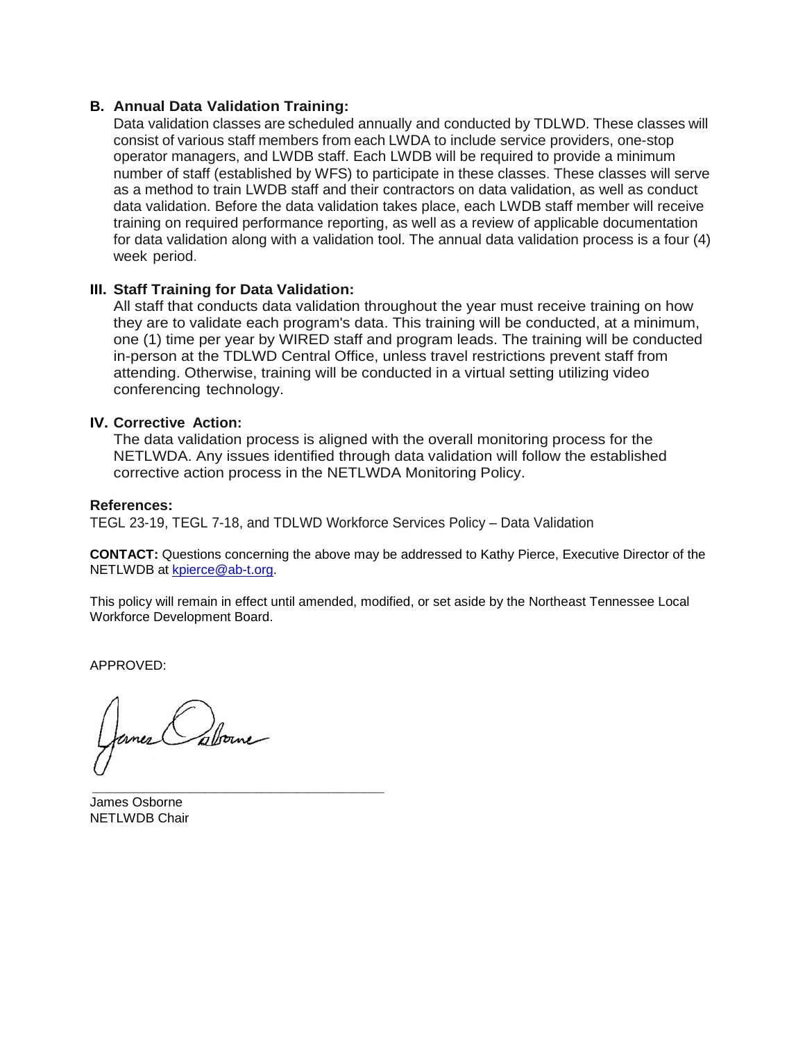### B. Annual Data Validation Training:

Data validation classes are scheduled annually and conducted by TDLWD. These classes will consist of various staff members from each LWDA to include service providers, one-stop operator managers, and LWDB staff. Each LWDB will be required to provide a minimum number of staff (established by WFS) to participate in these classes. These classes will serve as a method to train LWDB staff and their contractors on data validation, as well as conduct data validation. Before the data validation takes place, each LWDB staff member will receive training on required performance reporting, as well as a review of applicable documentation for data validation along with a validation tool. The annual data validation process is a four (4) week period.

## III. Staff Training for Data Validation:

All staff that conducts data validation throughout the year must receive training on how they are to validate each program's data. This training will be conducted, at a minimum, one (1) time per year by WIRED staff and program leads. The training will be conducted in-person at the TDLWD Central Office, unless travel restrictions prevent staff from attending. Otherwise, training will be conducted in a virtual setting utilizing video conferencing technology.

## IV. Corrective Action:

The data validation process is aligned with the overall monitoring process for the NETLWDA. Any issues identified through data validation will follow the established corrective action process in the NETLWDA Monitoring Policy.

**References:**

TEGL 23-19, TEGL 7-18, and TDLWD Workforce Services Policy – Data Validation

**CONTACT:** Questions concerning the above may be addressed to Kathy Pierce, Executive Director of the NETLWDB at kpierce@ab-t.org.

This policy will remain in effect until amended, modified, or set aside by the Northeast Tennessee Local Workforce Development Board.

APPROVED:

James Osborne

NETLWDB Chair